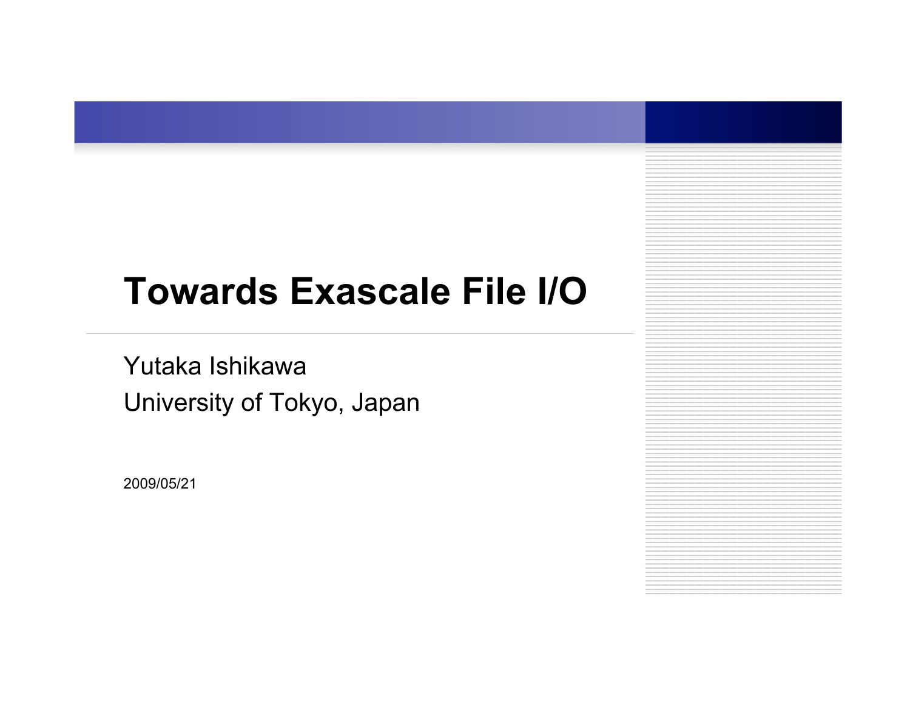# Towards Exascale File I/O

Yutaka Ishikawa

University of Tokyo, Japan

2009/05/21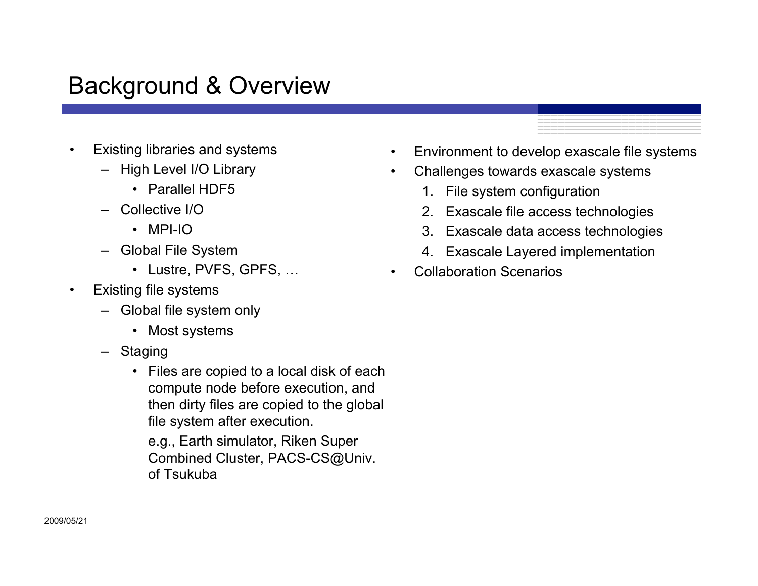# Background & Overview

- Existing libraries and systems
  - High Level I/O Library
    - Parallel HDF5
  - Collective I/O
    - MPI-IO
  - Global File System
    - Lustre, PVFS, GPFS, …
- Existing file systems
  - Global file system only
    - Most systems
  - Staging
    - Files are copied to a local disk of each compute node before execution, and then dirty files are copied to the global file system after execution.

      e.g., Earth simulator, Riken Super Combined Cluster, PACS-CS@Univ. of Tsukuba

- Environment to develop exascale file systems
- Challenges towards exascale systems
  1. File system configuration
  2. Exascale file access technologies
  3. Exascale data access technologies
  4. Exascale Layered implementation
- Collaboration Scenarios

2009/05/21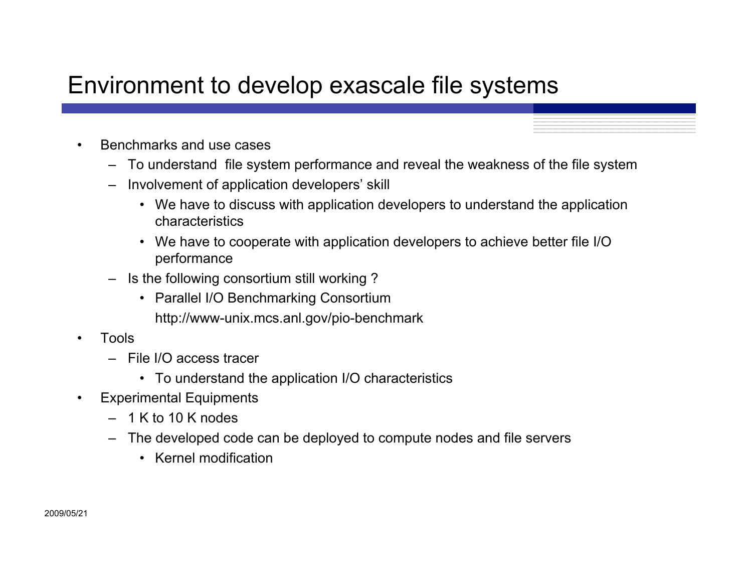# Environment to develop exascale file systems

- Benchmarks and use cases
  - To understand file system performance and reveal the weakness of the file system
  - Involvement of application developers' skill
    - We have to discuss with application developers to understand the application characteristics
    - We have to cooperate with application developers to achieve better file I/O performance
  - Is the following consortium still working ?
    - Parallel I/O Benchmarking Consortium
      http://www-unix.mcs.anl.gov/pio-benchmark
- Tools
  - File I/O access tracer
    - To understand the application I/O characteristics
- Experimental Equipments
  - 1 K to 10 K nodes
  - The developed code can be deployed to compute nodes and file servers
    - Kernel modification

2009/05/21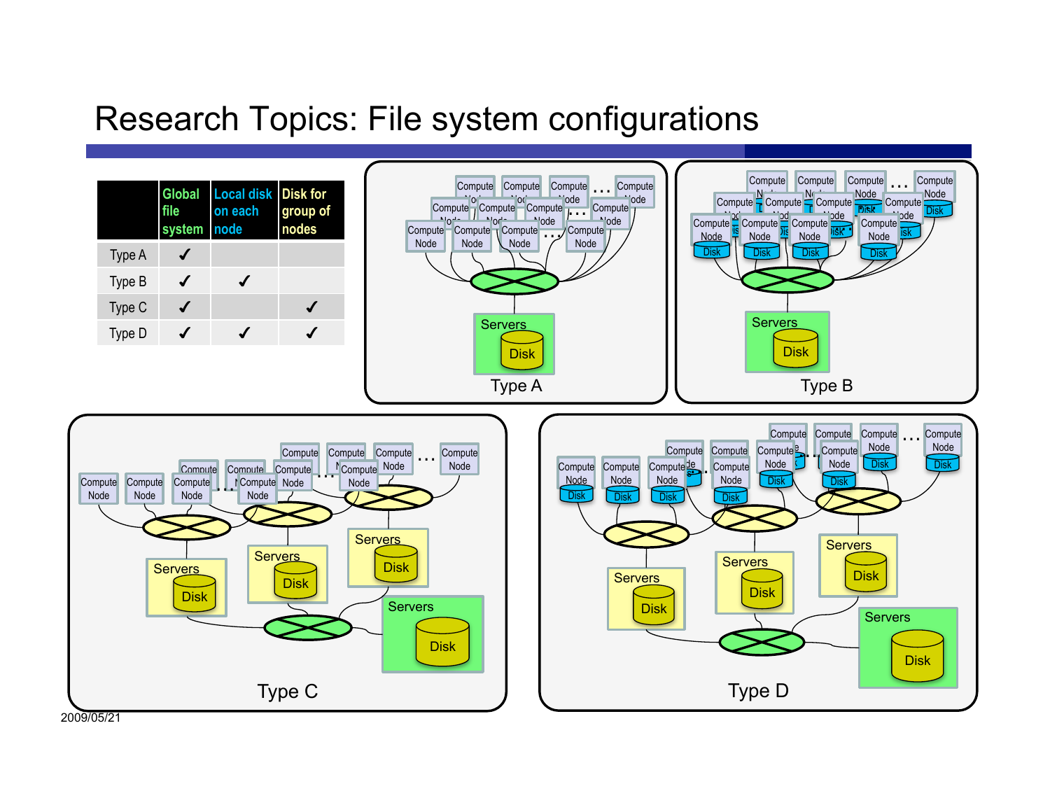# Research Topics: File system configurations

| | Global file system | Local disk on each node | Disk for group of nodes |
|---|---|---|---|
| Type A | ✓ | | |
| Type B | ✓ | ✓ | |
| Type C | ✓ | | ✓ |
| Type D | ✓ | ✓ | ✓ |

Type A

Type B

Type C

Type D

2009/05/21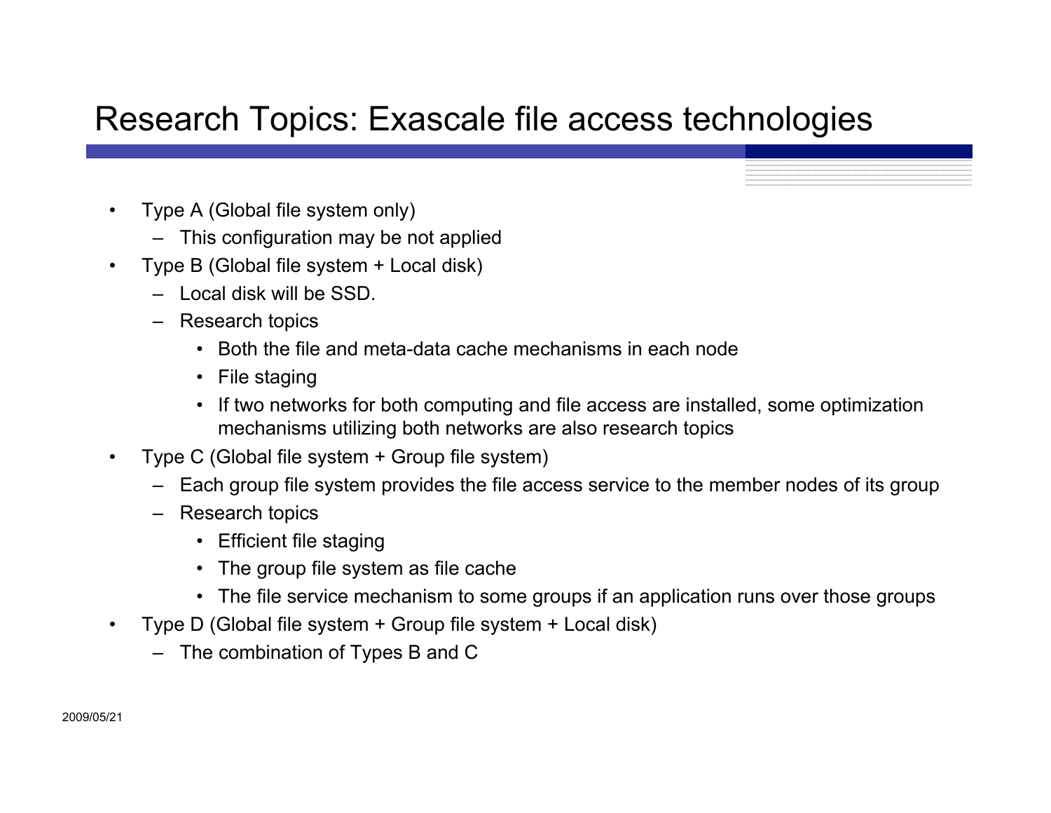# Research Topics: Exascale file access technologies

- Type A (Global file system only)
  - This configuration may be not applied
- Type B (Global file system + Local disk)
  - Local disk will be SSD.
  - Research topics
    - Both the file and meta-data cache mechanisms in each node
    - File staging
    - If two networks for both computing and file access are installed, some optimization mechanisms utilizing both networks are also research topics
- Type C (Global file system + Group file system)
  - Each group file system provides the file access service to the member nodes of its group
  - Research topics
    - Efficient file staging
    - The group file system as file cache
    - The file service mechanism to some groups if an application runs over those groups
- Type D (Global file system + Group file system + Local disk)
  - The combination of Types B and C

2009/05/21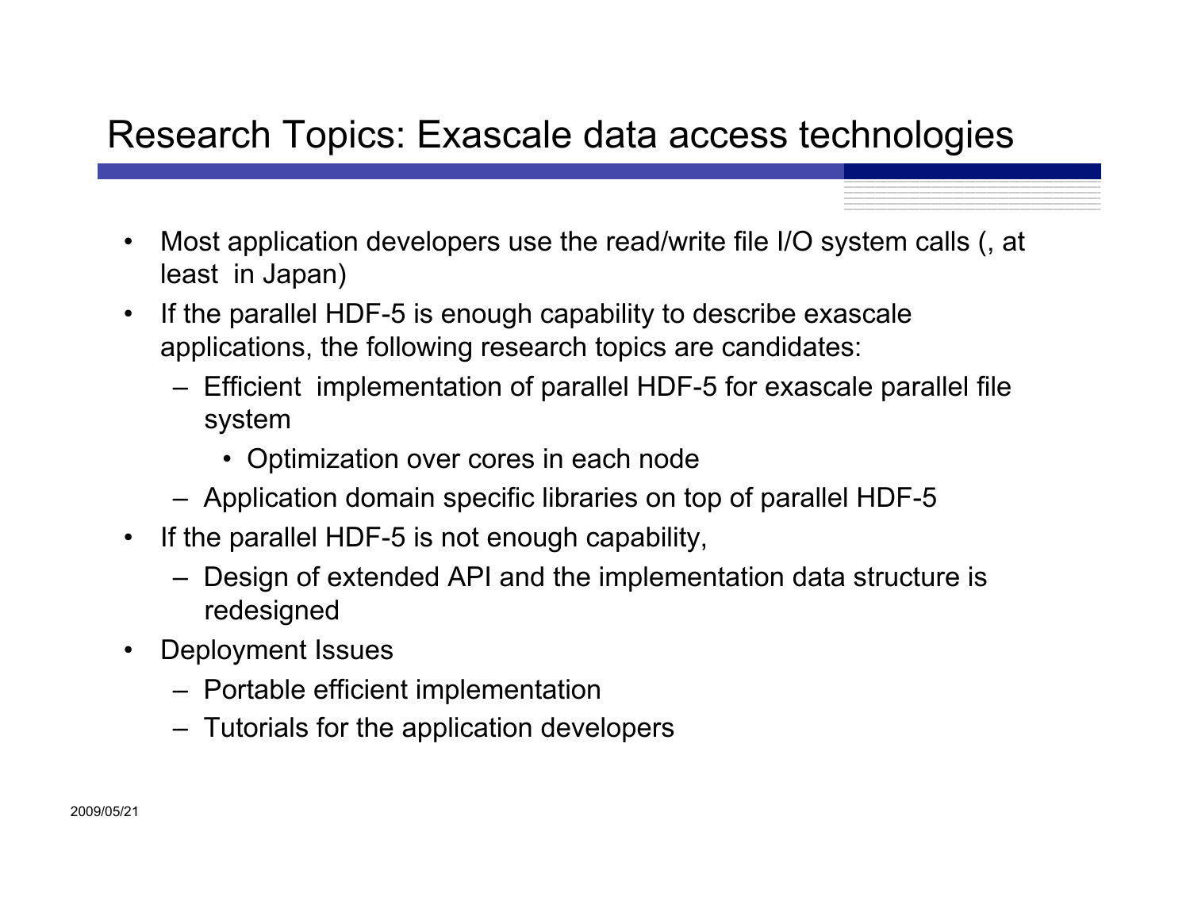# Research Topics: Exascale data access technologies

- Most application developers use the read/write file I/O system calls (, at least in Japan)
- If the parallel HDF-5 is enough capability to describe exascale applications, the following research topics are candidates:
  - Efficient implementation of parallel HDF-5 for exascale parallel file system
    - Optimization over cores in each node
  - Application domain specific libraries on top of parallel HDF-5
- If the parallel HDF-5 is not enough capability,
  - Design of extended API and the implementation data structure is redesigned
- Deployment Issues
  - Portable efficient implementation
  - Tutorials for the application developers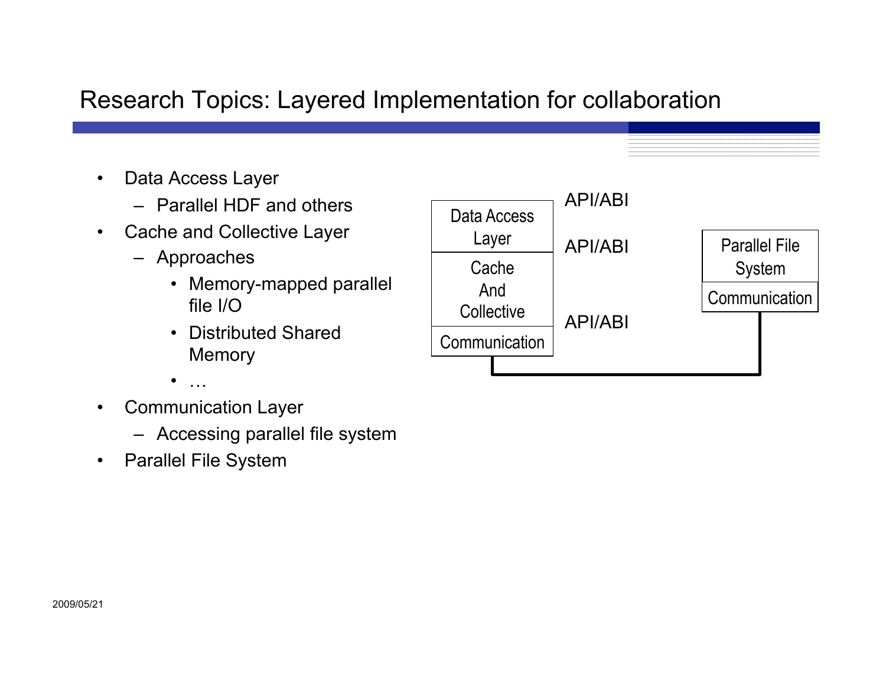# Research Topics: Layered Implementation for collaboration

- Data Access Layer
  - Parallel HDF and others
- Cache and Collective Layer
  - Approaches
    - Memory-mapped parallel file I/O
    - Distributed Shared Memory
    - …
- Communication Layer
  - Accessing parallel file system
- Parallel File System

Data Access Layer | Cache And Collective | Communication

API/ABI

API/ABI

API/ABI

Parallel File System | Communication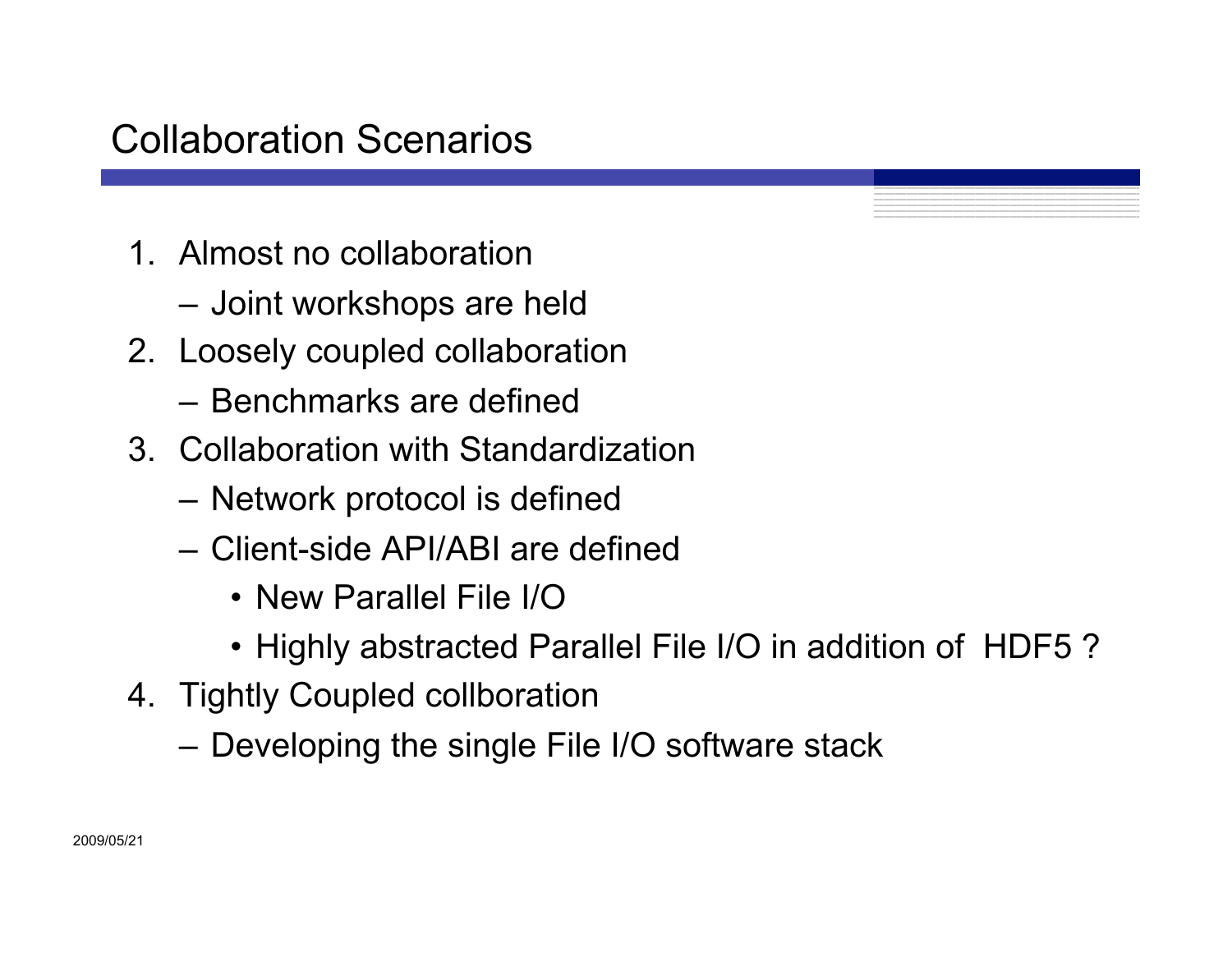# Collaboration Scenarios

1. Almost no collaboration
   - Joint workshops are held
2. Loosely coupled collaboration
   - Benchmarks are defined
3. Collaboration with Standardization
   - Network protocol is defined
   - Client-side API/ABI are defined
     - New Parallel File I/O
     - Highly abstracted Parallel File I/O in addition of HDF5 ?
4. Tightly Coupled collboration
   - Developing the single File I/O software stack

2009/05/21